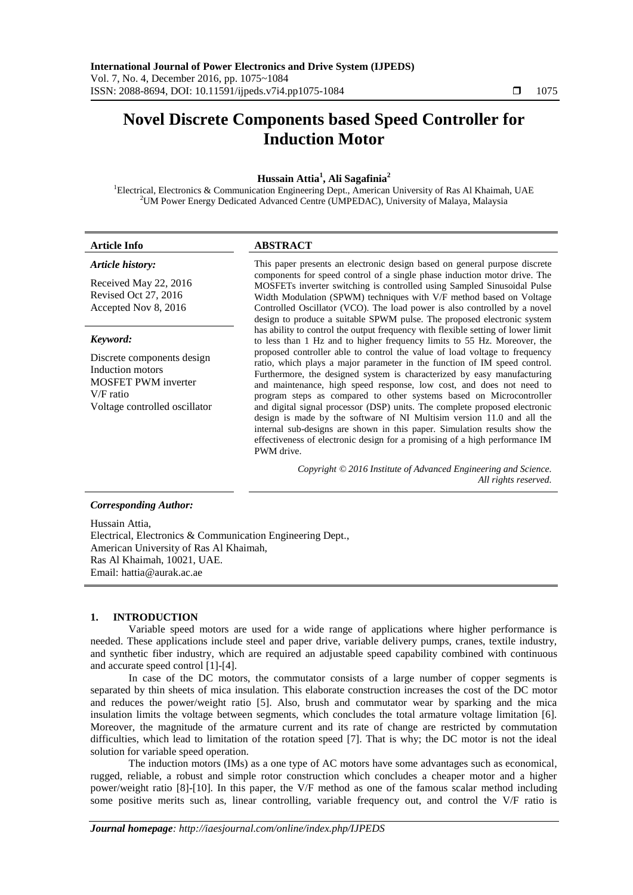# Novel Discrete Components based Speed Controller for Induction Motor

**Hussain Attia[1], Ali Sagafinia[2]**

[1]Electrical, Electronics & Communication Engineering Dept., American University of Ras Al Khaimah, UAE
[2]UM Power Energy Dedicated Advanced Centre (UMPEDAC), University of Malaya, Malaysia

| Article Info | ABSTRACT |
|---|---|
| ***Article history:*** Received May 22, 2016; Revised Oct 27, 2016; Accepted Nov 8, 2016 | This paper presents an electronic design based on general purpose discrete components for speed control of a single phase induction motor drive. The MOSFETs inverter switching is controlled using Sampled Sinusoidal Pulse Width Modulation (SPWM) techniques with V/F method based on Voltage Controlled Oscillator (VCO). The load power is also controlled by a novel design to produce a suitable SPWM pulse. The proposed electronic system has ability to control the output frequency with flexible setting of lower limit to less than 1 Hz and to higher frequency limits to 55 Hz. Moreover, the proposed controller able to control the value of load voltage to frequency ratio, which plays a major parameter in the function of IM speed control. Furthermore, the designed system is characterized by easy manufacturing and maintenance, high speed response, low cost, and does not need to program steps as compared to other systems based on Microcontroller and digital signal processor (DSP) units. The complete proposed electronic design is made by the software of NI Multisim version 11.0 and all the internal sub-designs are shown in this paper. Simulation results show the effectiveness of electronic design for a promising of a high performance IM PWM drive. |
| ***Keyword:*** Discrete components design; Induction motors; MOSFET PWM inverter; V/F ratio; Voltage controlled oscillator | *Copyright © 2016 Institute of Advanced Engineering and Science. All rights reserved.* |

***Corresponding Author:***

Hussain Attia,
Electrical, Electronics & Communication Engineering Dept.,
American University of Ras Al Khaimah,
Ras Al Khaimah, 10021, UAE.
Email: hattia@aurak.ac.ae

## 1. INTRODUCTION

Variable speed motors are used for a wide range of applications where higher performance is needed. These applications include steel and paper drive, variable delivery pumps, cranes, textile industry, and synthetic fiber industry, which are required an adjustable speed capability combined with continuous and accurate speed control [1]-[4].

In case of the DC motors, the commutator consists of a large number of copper segments is separated by thin sheets of mica insulation. This elaborate construction increases the cost of the DC motor and reduces the power/weight ratio [5]. Also, brush and commutator wear by sparking and the mica insulation limits the voltage between segments, which concludes the total armature voltage limitation [6]. Moreover, the magnitude of the armature current and its rate of change are restricted by commutation difficulties, which lead to limitation of the rotation speed [7]. That is why; the DC motor is not the ideal solution for variable speed operation.

The induction motors (IMs) as a one type of AC motors have some advantages such as economical, rugged, reliable, a robust and simple rotor construction which concludes a cheaper motor and a higher power/weight ratio [8]-[10]. In this paper, the V/F method as one of the famous scalar method including some positive merits such as, linear controlling, variable frequency out, and control the V/F ratio is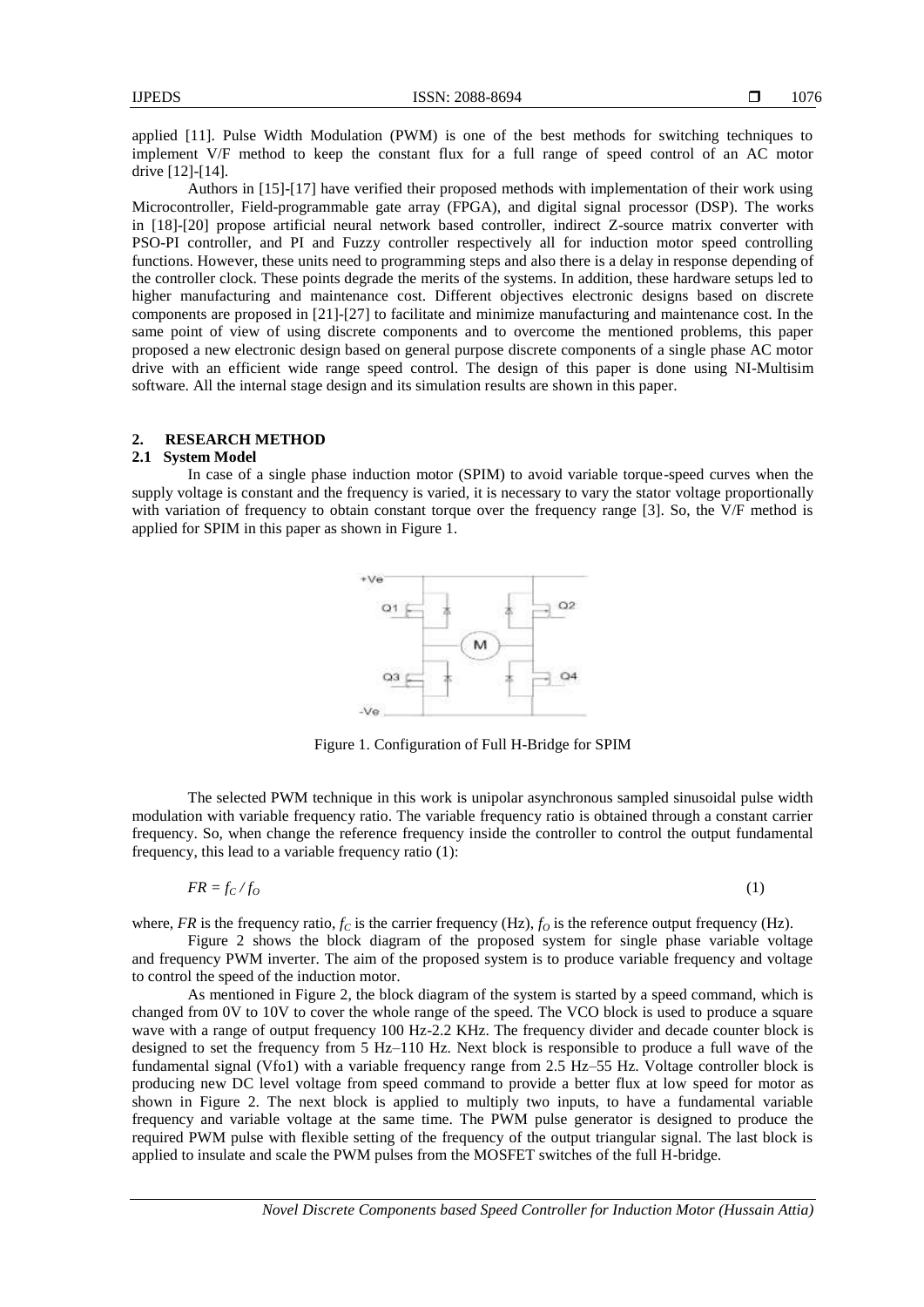applied [11]. Pulse Width Modulation (PWM) is one of the best methods for switching techniques to implement V/F method to keep the constant flux for a full range of speed control of an AC motor drive [12]-[14].

Authors in [15]-[17] have verified their proposed methods with implementation of their work using Microcontroller, Field-programmable gate array (FPGA), and digital signal processor (DSP). The works in [18]-[20] propose artificial neural network based controller, indirect Z-source matrix converter with PSO-PI controller, and PI and Fuzzy controller respectively all for induction motor speed controlling functions. However, these units need to programming steps and also there is a delay in response depending of the controller clock. These points degrade the merits of the systems. In addition, these hardware setups led to higher manufacturing and maintenance cost. Different objectives electronic designs based on discrete components are proposed in [21]-[27] to facilitate and minimize manufacturing and maintenance cost. In the same point of view of using discrete components and to overcome the mentioned problems, this paper proposed a new electronic design based on general purpose discrete components of a single phase AC motor drive with an efficient wide range speed control. The design of this paper is done using NI-Multisim software. All the internal stage design and its simulation results are shown in this paper.

## 2. RESEARCH METHOD

### 2.1 System Model

In case of a single phase induction motor (SPIM) to avoid variable torque-speed curves when the supply voltage is constant and the frequency is varied, it is necessary to vary the stator voltage proportionally with variation of frequency to obtain constant torque over the frequency range [3]. So, the V/F method is applied for SPIM in this paper as shown in Figure 1.

Figure 1. Configuration of Full H-Bridge for SPIM

The selected PWM technique in this work is unipolar asynchronous sampled sinusoidal pulse width modulation with variable frequency ratio. The variable frequency ratio is obtained through a constant carrier frequency. So, when change the reference frequency inside the controller to control the output fundamental frequency, this lead to a variable frequency ratio (1):

$$FR = f_C / f_O \tag{1}$$

where, $FR$ is the frequency ratio, $f_C$ is the carrier frequency (Hz), $f_O$ is the reference output frequency (Hz).

Figure 2 shows the block diagram of the proposed system for single phase variable voltage and frequency PWM inverter. The aim of the proposed system is to produce variable frequency and voltage to control the speed of the induction motor.

As mentioned in Figure 2, the block diagram of the system is started by a speed command, which is changed from 0V to 10V to cover the whole range of the speed. The VCO block is used to produce a square wave with a range of output frequency 100 Hz-2.2 KHz. The frequency divider and decade counter block is designed to set the frequency from 5 Hz–110 Hz. Next block is responsible to produce a full wave of the fundamental signal (Vfo1) with a variable frequency range from 2.5 Hz–55 Hz. Voltage controller block is producing new DC level voltage from speed command to provide a better flux at low speed for motor as shown in Figure 2. The next block is applied to multiply two inputs, to have a fundamental variable frequency and variable voltage at the same time. The PWM pulse generator is designed to produce the required PWM pulse with flexible setting of the frequency of the output triangular signal. The last block is applied to insulate and scale the PWM pulses from the MOSFET switches of the full H-bridge.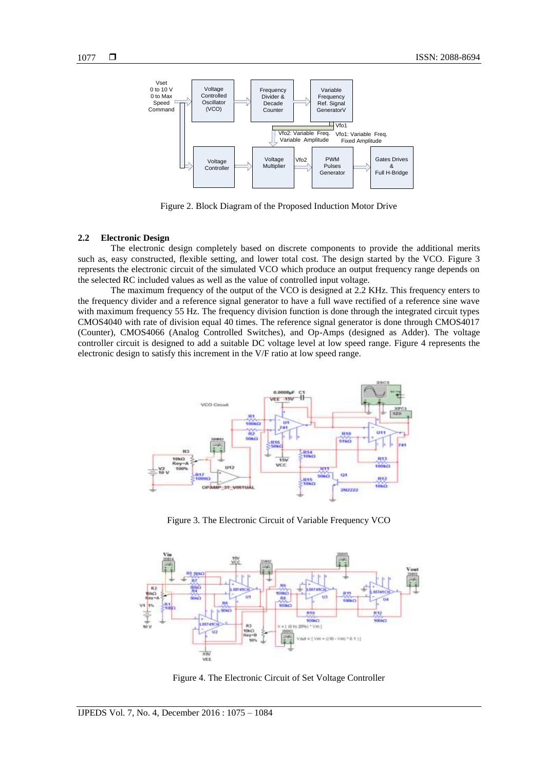Figure 2. Block Diagram of the Proposed Induction Motor Drive

### 2.2 Electronic Design

The electronic design completely based on discrete components to provide the additional merits such as, easy constructed, flexible setting, and lower total cost. The design started by the VCO. Figure 3 represents the electronic circuit of the simulated VCO which produce an output frequency range depends on the selected RC included values as well as the value of controlled input voltage.

The maximum frequency of the output of the VCO is designed at 2.2 KHz. This frequency enters to the frequency divider and a reference signal generator to have a full wave rectified of a reference sine wave with maximum frequency 55 Hz. The frequency division function is done through the integrated circuit types CMOS4040 with rate of division equal 40 times. The reference signal generator is done through CMOS4017 (Counter), CMOS4066 (Analog Controlled Switches), and Op-Amps (designed as Adder). The voltage controller circuit is designed to add a suitable DC voltage level at low speed range. Figure 4 represents the electronic design to satisfy this increment in the V/F ratio at low speed range.

Figure 3. The Electronic Circuit of Variable Frequency VCO

Figure 4. The Electronic Circuit of Set Voltage Controller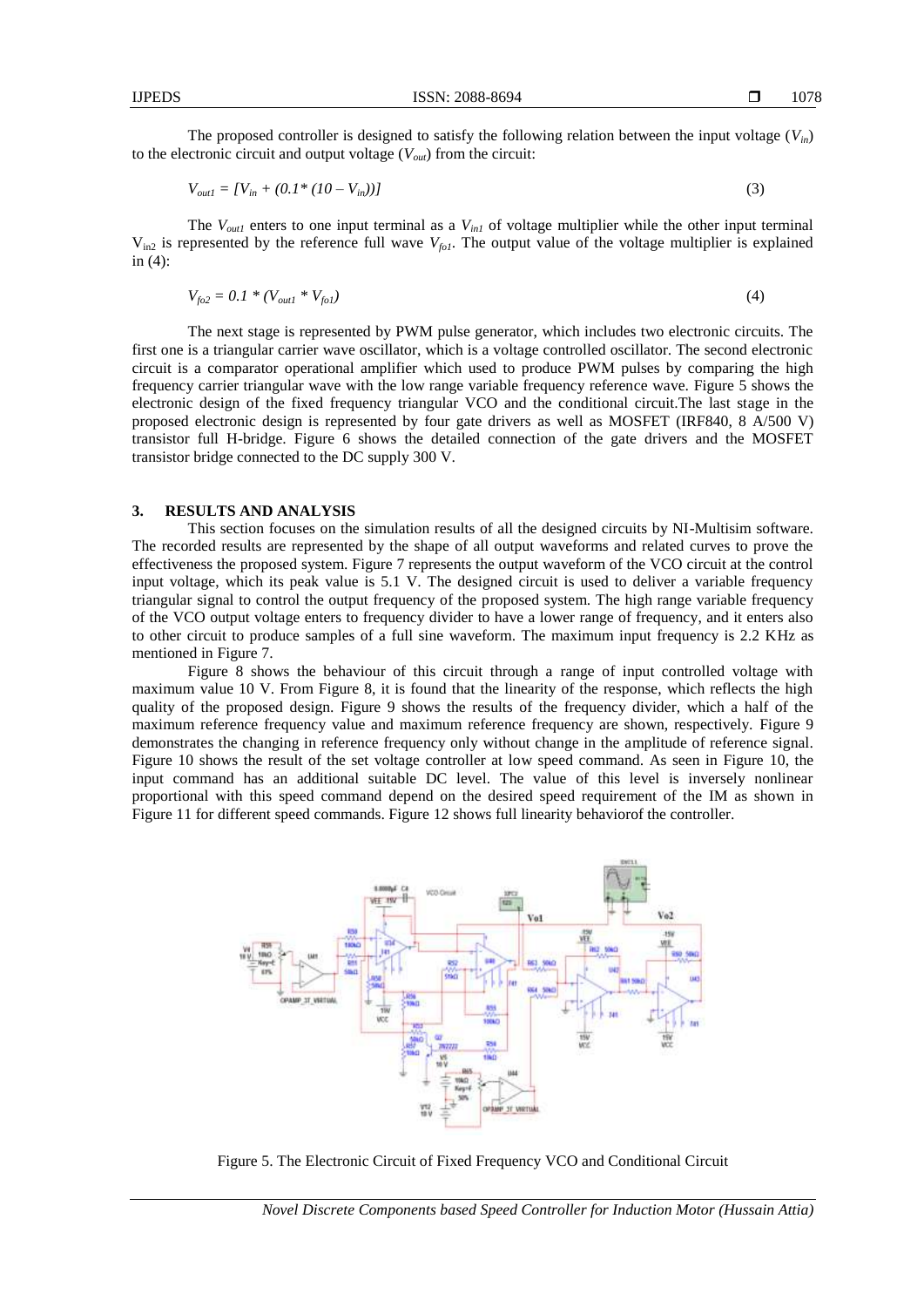The proposed controller is designed to satisfy the following relation between the input voltage ($V_{in}$) to the electronic circuit and output voltage ($V_{out}$) from the circuit:

$$V_{out1} = [V_{in} + (0.1 * (10 - V_{in}))] \quad (3)$$

The $V_{out1}$ enters to one input terminal as a $V_{in1}$ of voltage multiplier while the other input terminal $V_{in2}$ is represented by the reference full wave $V_{fo1}$. The output value of the voltage multiplier is explained in (4):

$$V_{fo2} = 0.1 * (V_{out1} * V_{fo1}) \quad (4)$$

The next stage is represented by PWM pulse generator, which includes two electronic circuits. The first one is a triangular carrier wave oscillator, which is a voltage controlled oscillator. The second electronic circuit is a comparator operational amplifier which used to produce PWM pulses by comparing the high frequency carrier triangular wave with the low range variable frequency reference wave. Figure 5 shows the electronic design of the fixed frequency triangular VCO and the conditional circuit.The last stage in the proposed electronic design is represented by four gate drivers as well as MOSFET (IRF840, 8 A/500 V) transistor full H-bridge. Figure 6 shows the detailed connection of the gate drivers and the MOSFET transistor bridge connected to the DC supply 300 V.

## 3. RESULTS AND ANALYSIS

This section focuses on the simulation results of all the designed circuits by NI-Multisim software. The recorded results are represented by the shape of all output waveforms and related curves to prove the effectiveness the proposed system. Figure 7 represents the output waveform of the VCO circuit at the control input voltage, which its peak value is 5.1 V. The designed circuit is used to deliver a variable frequency triangular signal to control the output frequency of the proposed system. The high range variable frequency of the VCO output voltage enters to frequency divider to have a lower range of frequency, and it enters also to other circuit to produce samples of a full sine waveform. The maximum input frequency is 2.2 KHz as mentioned in Figure 7.

Figure 8 shows the behaviour of this circuit through a range of input controlled voltage with maximum value 10 V. From Figure 8, it is found that the linearity of the response, which reflects the high quality of the proposed design. Figure 9 shows the results of the frequency divider, which a half of the maximum reference frequency value and maximum reference frequency are shown, respectively. Figure 9 demonstrates the changing in reference frequency only without change in the amplitude of reference signal. Figure 10 shows the result of the set voltage controller at low speed command. As seen in Figure 10, the input command has an additional suitable DC level. The value of this level is inversely nonlinear proportional with this speed command depend on the desired speed requirement of the IM as shown in Figure 11 for different speed commands. Figure 12 shows full linearity behaviorof the controller.

Figure 5. The Electronic Circuit of Fixed Frequency VCO and Conditional Circuit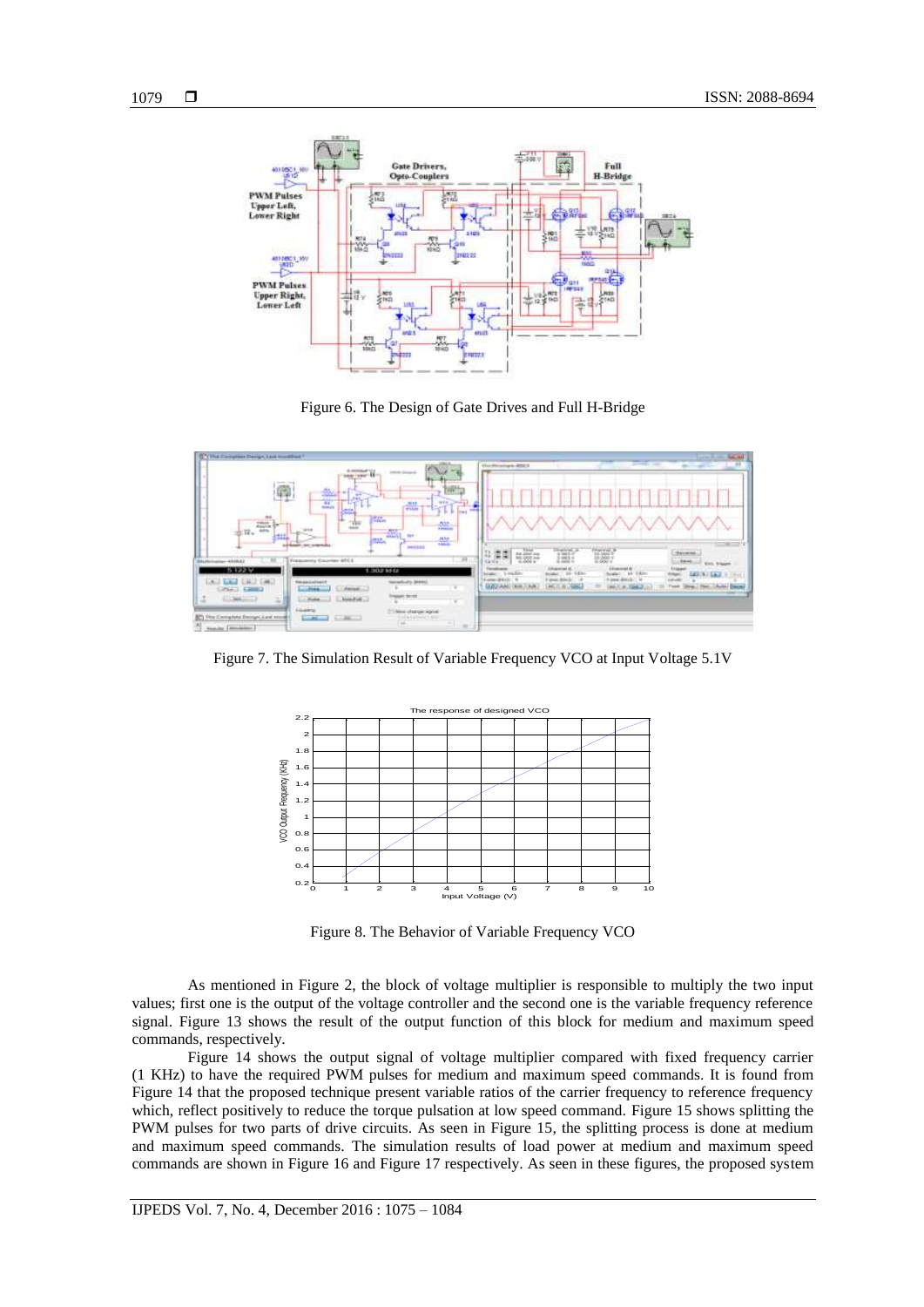Figure 6. The Design of Gate Drives and Full H-Bridge

Figure 7. The Simulation Result of Variable Frequency VCO at Input Voltage 5.1V

Figure 8. The Behavior of Variable Frequency VCO

As mentioned in Figure 2, the block of voltage multiplier is responsible to multiply the two input values; first one is the output of the voltage controller and the second one is the variable frequency reference signal. Figure 13 shows the result of the output function of this block for medium and maximum speed commands, respectively.

Figure 14 shows the output signal of voltage multiplier compared with fixed frequency carrier (1 KHz) to have the required PWM pulses for medium and maximum speed commands. It is found from Figure 14 that the proposed technique present variable ratios of the carrier frequency to reference frequency which, reflect positively to reduce the torque pulsation at low speed command. Figure 15 shows splitting the PWM pulses for two parts of drive circuits. As seen in Figure 15, the splitting process is done at medium and maximum speed commands. The simulation results of load power at medium and maximum speed commands are shown in Figure 16 and Figure 17 respectively. As seen in these figures, the proposed system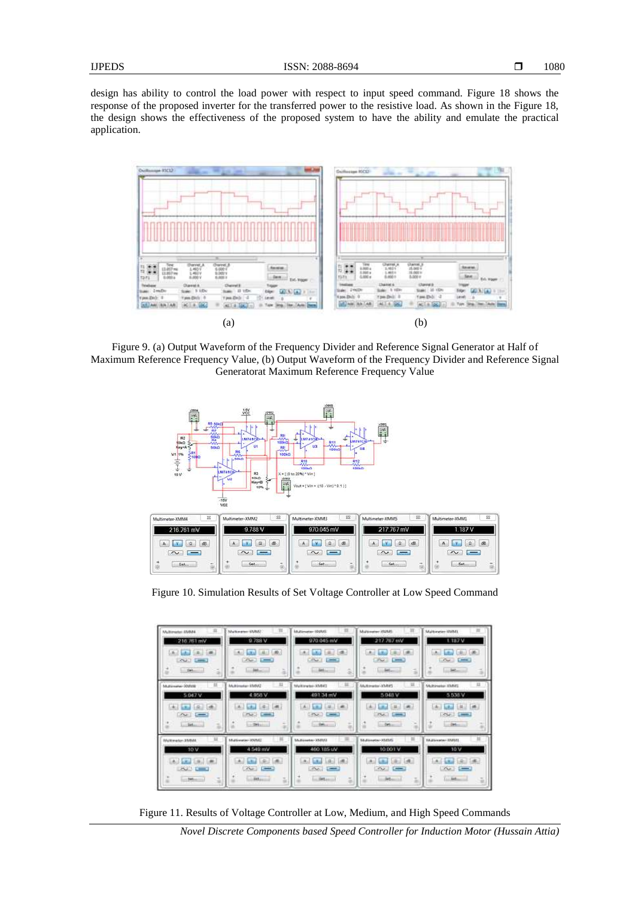design has ability to control the load power with respect to input speed command. Figure 18 shows the response of the proposed inverter for the transferred power to the resistive load. As shown in the Figure 18, the design shows the effectiveness of the proposed system to have the ability and emulate the practical application.

(a) (b)

Figure 9. (a) Output Waveform of the Frequency Divider and Reference Signal Generator at Half of Maximum Reference Frequency Value, (b) Output Waveform of the Frequency Divider and Reference Signal Generatorat Maximum Reference Frequency Value

Figure 10. Simulation Results of Set Voltage Controller at Low Speed Command

Figure 11. Results of Voltage Controller at Low, Medium, and High Speed Commands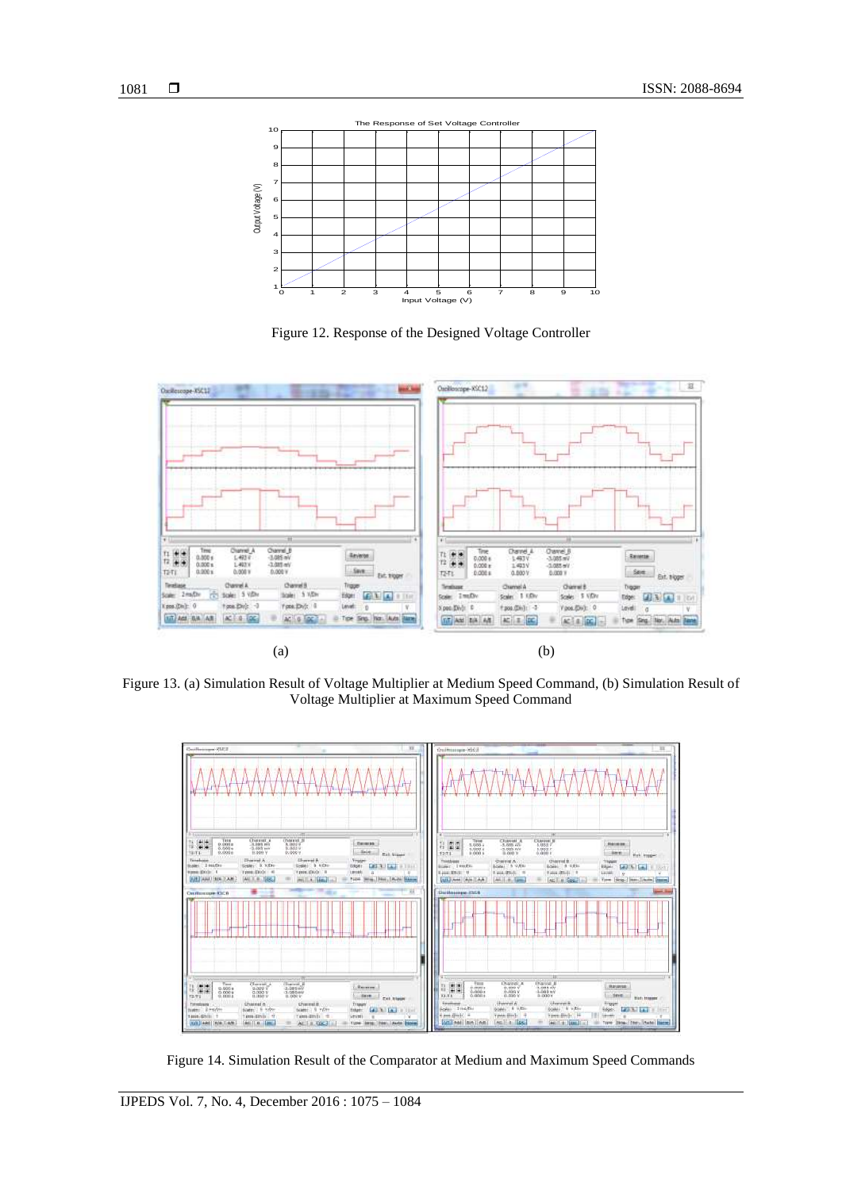Figure 12. Response of the Designed Voltage Controller

(a) (b)

Figure 13. (a) Simulation Result of Voltage Multiplier at Medium Speed Command, (b) Simulation Result of Voltage Multiplier at Maximum Speed Command

Figure 14. Simulation Result of the Comparator at Medium and Maximum Speed Commands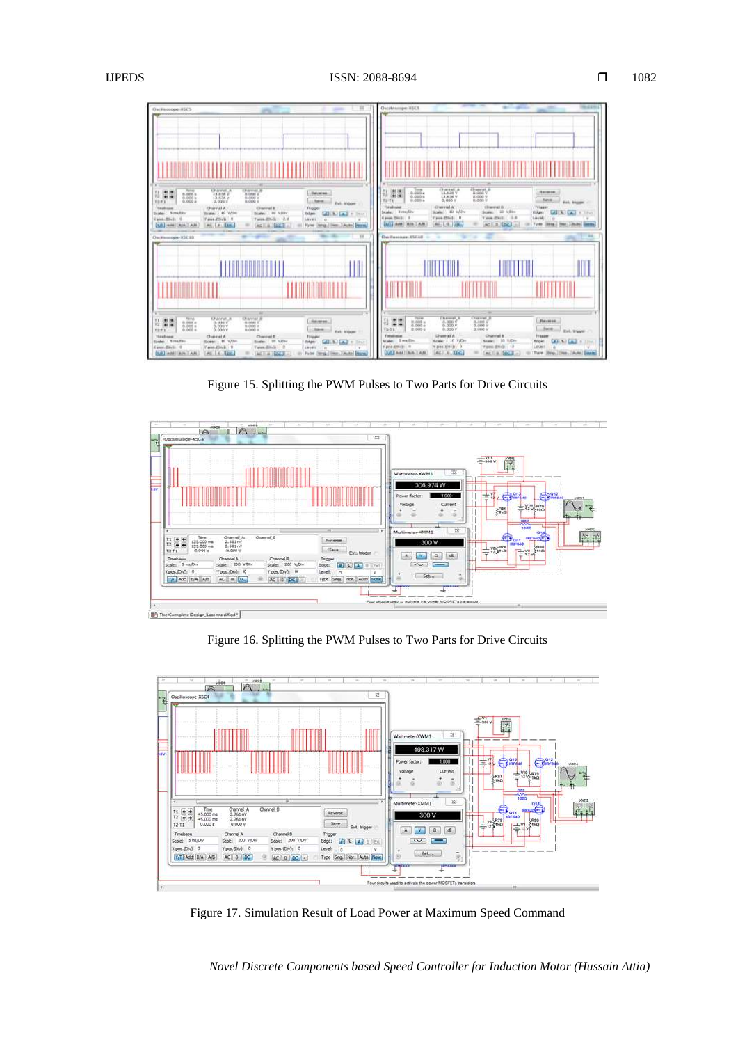Figure 15. Splitting the PWM Pulses to Two Parts for Drive Circuits

Figure 16. Splitting the PWM Pulses to Two Parts for Drive Circuits

Figure 17. Simulation Result of Load Power at Maximum Speed Command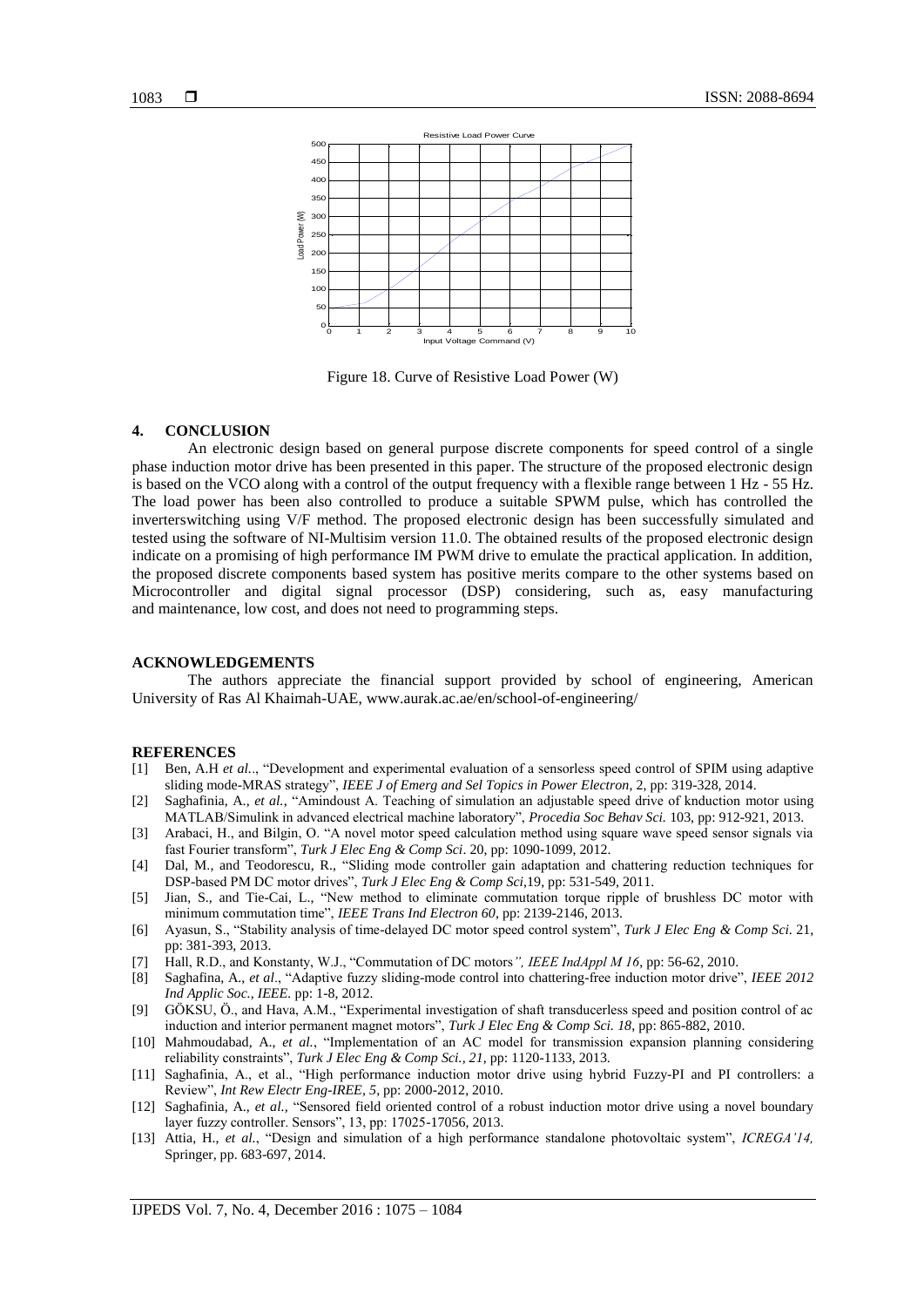Figure 18. Curve of Resistive Load Power (W)

## 4. CONCLUSION

An electronic design based on general purpose discrete components for speed control of a single phase induction motor drive has been presented in this paper. The structure of the proposed electronic design is based on the VCO along with a control of the output frequency with a flexible range between 1 Hz - 55 Hz. The load power has been also controlled to produce a suitable SPWM pulse, which has controlled the inverterswitching using V/F method. The proposed electronic design has been successfully simulated and tested using the software of NI-Multisim version 11.0. The obtained results of the proposed electronic design indicate on a promising of high performance IM PWM drive to emulate the practical application. In addition, the proposed discrete components based system has positive merits compare to the other systems based on Microcontroller and digital signal processor (DSP) considering, such as, easy manufacturing and maintenance, low cost, and does not need to programming steps.

## ACKNOWLEDGEMENTS

The authors appreciate the financial support provided by school of engineering, American University of Ras Al Khaimah-UAE, www.aurak.ac.ae/en/school-of-engineering/

## REFERENCES

[1] Ben, A.H *et al.*., "Development and experimental evaluation of a sensorless speed control of SPIM using adaptive sliding mode-MRAS strategy", *IEEE J of Emerg and Sel Topics in Power Electron*, 2, pp: 319-328, 2014.

[2] Saghafinia, A., *et al.*, "Amindoust A. Teaching of simulation an adjustable speed drive of knduction motor using MATLAB/Simulink in advanced electrical machine laboratory", *Procedia Soc Behav Sci.* 103, pp: 912-921, 2013.

[3] Arabaci, H., and Bilgin, O. "A novel motor speed calculation method using square wave speed sensor signals via fast Fourier transform", *Turk J Elec Eng & Comp Sci*. 20, pp: 1090-1099, 2012.

[4] Dal, M., and Teodorescu, R., "Sliding mode controller gain adaptation and chattering reduction techniques for DSP-based PM DC motor drives", *Turk J Elec Eng & Comp Sci*,19, pp: 531-549, 2011.

[5] Jian, S., and Tie-Cai, L., "New method to eliminate commutation torque ripple of brushless DC motor with minimum commutation time", *IEEE Trans Ind Electron 60*, pp: 2139-2146, 2013.

[6] Ayasun, S., "Stability analysis of time-delayed DC motor speed control system", *Turk J Elec Eng & Comp Sci.* 21, pp: 381-393, 2013.

[7] Hall, R.D., and Konstanty, W.J., "Commutation of DC motors*", IEEE IndAppl M 16*, pp: 56-62, 2010.

[8] Saghafina, A., *et al*., "Adaptive fuzzy sliding-mode control into chattering-free induction motor drive", *IEEE 2012 Ind Applic Soc., IEEE*. pp: 1-8, 2012.

[9] GÖKSU, Ö., and Hava, A.M., "Experimental investigation of shaft transducerless speed and position control of ac induction and interior permanent magnet motors", *Turk J Elec Eng & Comp Sci. 18*, pp: 865-882, 2010.

[10] Mahmoudabad, A., *et al.*, "Implementation of an AC model for transmission expansion planning considering reliability constraints", *Turk J Elec Eng & Comp Sci., 21*, pp: 1120-1133, 2013.

[11] Saghafinia, A., et al., "High performance induction motor drive using hybrid Fuzzy-PI and PI controllers: a Review", *Int Rew Electr Eng-IREE, 5*, pp: 2000-2012, 2010.

[12] Saghafinia, A., *et al.,* "Sensored field oriented control of a robust induction motor drive using a novel boundary layer fuzzy controller. Sensors", 13, pp: 17025-17056, 2013.

[13] Attia, H., *et al.*, "Design and simulation of a high performance standalone photovoltaic system", *ICREGA'14,* Springer, pp. 683-697, 2014.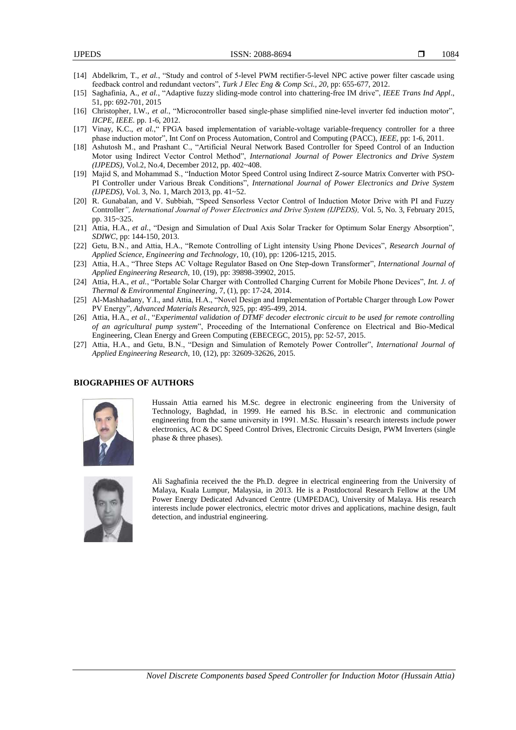[14] Abdelkrim, T., *et al.*, "Study and control of 5-level PWM rectifier-5-level NPC active power filter cascade using feedback control and redundant vectors", *Turk J Elec Eng & Comp Sci., 20*, pp: 655-677, 2012.

[15] Saghafinia, A., *et al.*, "Adaptive fuzzy sliding-mode control into chattering-free IM drive", *IEEE Trans Ind Appl*., 51, pp: 692-701, 2015

[16] Christopher, I.W., *et al.*, "Microcontroller based single-phase simplified nine-level inverter fed induction motor", *IICPE, IEEE*. pp. 1-6, 2012.

[17] Vinay, K.C., *et al.*," FPGA based implementation of variable-voltage variable-frequency controller for a three phase induction motor", Int Conf on Process Automation, Control and Computing (PACC), *IEEE*, pp: 1-6, 2011.

[18] Ashutosh M., and Prashant C., "Artificial Neural Network Based Controller for Speed Control of an Induction Motor using Indirect Vector Control Method", *International Journal of Power Electronics and Drive System (IJPEDS)*, Vol.2, No.4, December 2012, pp. 402~408.

[19] Majid S, and Mohammad S., "Induction Motor Speed Control using Indirect Z-source Matrix Converter with PSO-PI Controller under Various Break Conditions", *International Journal of Power Electronics and Drive System (IJPEDS)*, Vol. 3, No. 1, March 2013, pp. 41~52.

[20] R. Gunabalan, and V. Subbiah, "Speed Sensorless Vector Control of Induction Motor Drive with PI and Fuzzy Controller*", International Journal of Power Electronics and Drive System (IJPEDS),* Vol. 5, No. 3, February 2015, pp. 315~325.

[21] Attia, H.A., *et al.*, "Design and Simulation of Dual Axis Solar Tracker for Optimum Solar Energy Absorption", *SDIWC*, pp: 144-150, 2013.

[22] Getu, B.N., and Attia, H.A., "Remote Controlling of Light intensity Using Phone Devices", *Research Journal of Applied Science, Engineering and Technology*, 10, (10), pp: 1206-1215, 2015.

[23] Attia, H.A., "Three Steps AC Voltage Regulator Based on One Step-down Transformer", *International Journal of Applied Engineering Research,* 10, (19), pp: 39898-39902, 2015.

[24] Attia, H.A., *et al.*, "Portable Solar Charger with Controlled Charging Current for Mobile Phone Devices", *Int. J. of Thermal & Environmental Engineering,* 7, (1), pp: 17-24, 2014.

[25] Al-Mashhadany, Y.I., and Attia, H.A., "Novel Design and Implementation of Portable Charger through Low Power PV Energy", *Advanced Materials Research*, 925, pp: 495-499, 2014.

[26] Attia, H.A., *et al.*, "*Experimental validation of DTMF decoder electronic circuit to be used for remote controlling of an agricultural pump system*", Proceeding of the International Conference on Electrical and Bio-Medical Engineering, Clean Energy and Green Computing (EBECEGC, 2015), pp: 52-57, 2015.

[27] Attia, H.A., and Getu, B.N., "Design and Simulation of Remotely Power Controller", *International Journal of Applied Engineering Research*, 10, (12), pp: 32609-32626, 2015.

## BIOGRAPHIES OF AUTHORS

Hussain Attia earned his M.Sc. degree in electronic engineering from the University of Technology, Baghdad, in 1999. He earned his B.Sc. in electronic and communication engineering from the same university in 1991. M.Sc. Hussain's research interests include power electronics, AC & DC Speed Control Drives, Electronic Circuits Design, PWM Inverters (single phase & three phases).

Ali Saghafinia received the the Ph.D. degree in electrical engineering from the University of Malaya, Kuala Lumpur, Malaysia, in 2013. He is a Postdoctoral Research Fellow at the UM Power Energy Dedicated Advanced Centre (UMPEDAC), University of Malaya. His research interests include power electronics, electric motor drives and applications, machine design, fault detection, and industrial engineering.